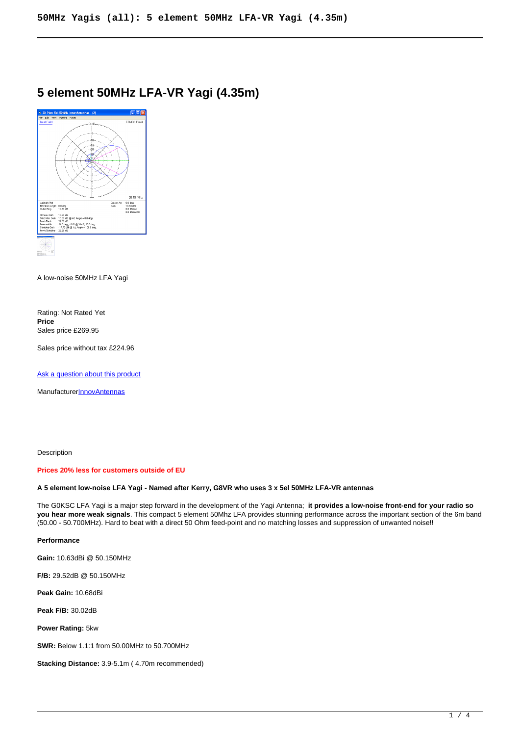# 5 element 50MHz LFA-VR Yagi (4.35m)

A low-noise 50MHz LFA Yagi

Rating: Not Rated Yet
**Price**
Sales price £269.95

Sales price without tax £224.96

[Ask a question about this product]

Manufacturer[InnovAntennas]

Description

**Prices 20% less for customers outside of EU**

**A 5 element low-noise LFA Yagi - Named after Kerry, G8VR who uses 3 x 5el 50MHz LFA-VR antennas**

The G0KSC LFA Yagi is a major step forward in the development of the Yagi Antenna; **it provides a low-noise front-end for your radio so you hear more weak signals**. This compact 5 element 50Mhz LFA provides stunning performance across the important section of the 6m band (50.00 - 50.700MHz). Hard to beat with a direct 50 Ohm feed-point and no matching losses and suppression of unwanted noise!!

**Performance**

**Gain:** 10.63dBi @ 50.150MHz

**F/B:** 29.52dB @ 50.150MHz

**Peak Gain:** 10.68dBi

**Peak F/B:** 30.02dB

**Power Rating:** 5kw

**SWR:** Below 1.1:1 from 50.00MHz to 50.700MHz

**Stacking Distance:** 3.9-5.1m ( 4.70m recommended)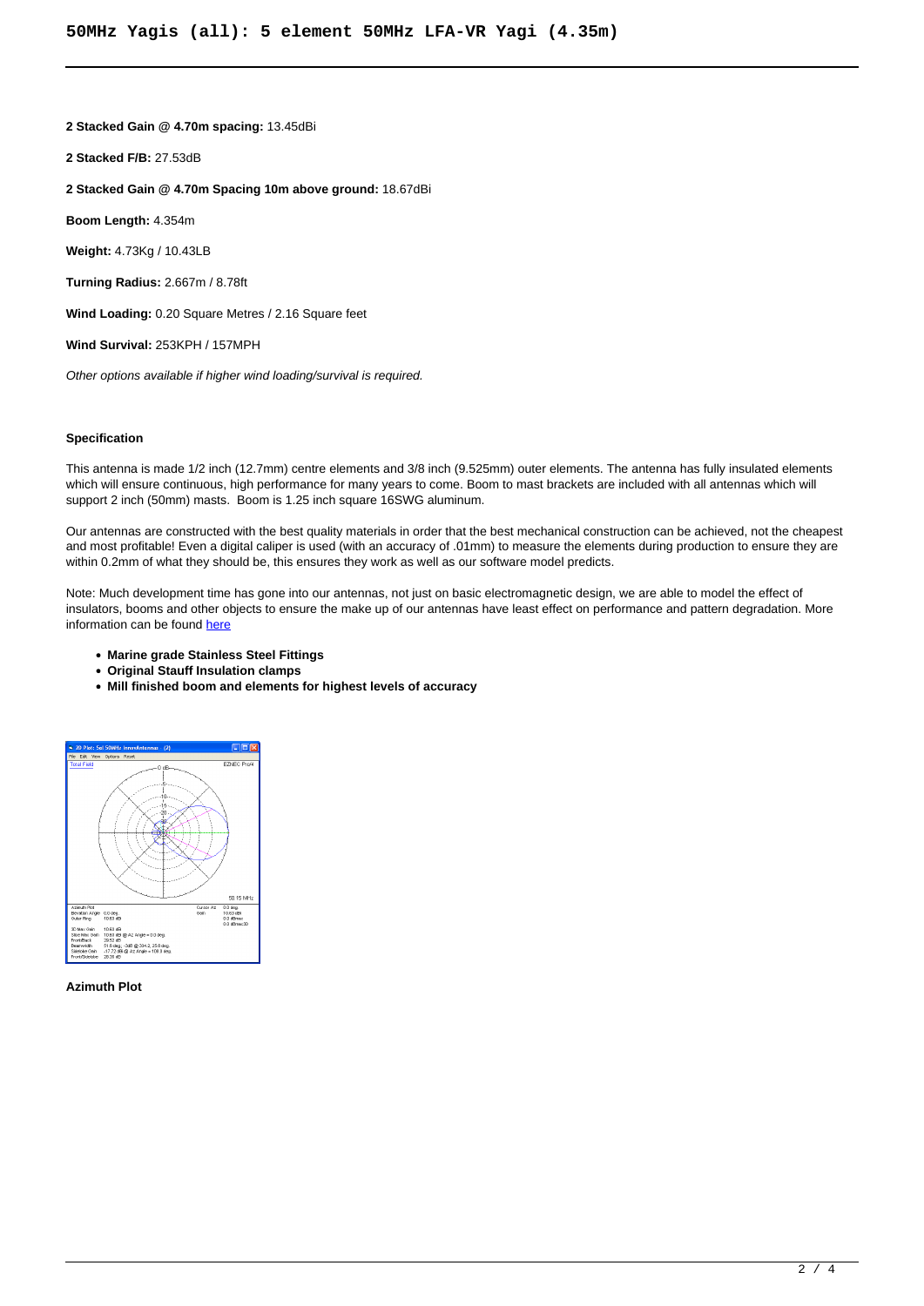**2 Stacked Gain @ 4.70m spacing:** 13.45dBi

**2 Stacked F/B:** 27.53dB

**2 Stacked Gain @ 4.70m Spacing 10m above ground:** 18.67dBi

**Boom Length:** 4.354m

**Weight:** 4.73Kg / 10.43LB

**Turning Radius:** 2.667m / 8.78ft

**Wind Loading:** 0.20 Square Metres / 2.16 Square feet

**Wind Survival:** 253KPH / 157MPH

*Other options available if higher wind loading/survival is required.*

**Specification**

This antenna is made 1/2 inch (12.7mm) centre elements and 3/8 inch (9.525mm) outer elements. The antenna has fully insulated elements which will ensure continuous, high performance for many years to come. Boom to mast brackets are included with all antennas which will support 2 inch (50mm) masts. Boom is 1.25 inch square 16SWG aluminum.

Our antennas are constructed with the best quality materials in order that the best mechanical construction can be achieved, not the cheapest and most profitable! Even a digital caliper is used (with an accuracy of .01mm) to measure the elements during production to ensure they are within 0.2mm of what they should be, this ensures they work as well as our software model predicts.

Note: Much development time has gone into our antennas, not just on basic electromagnetic design, we are able to model the effect of insulators, booms and other objects to ensure the make up of our antennas have least effect on performance and pattern degradation. More information can be found [here]

- **Marine grade Stainless Steel Fittings**
- **Original Stauff Insulation clamps**
- **Mill finished boom and elements for highest levels of accuracy**

**Azimuth Plot**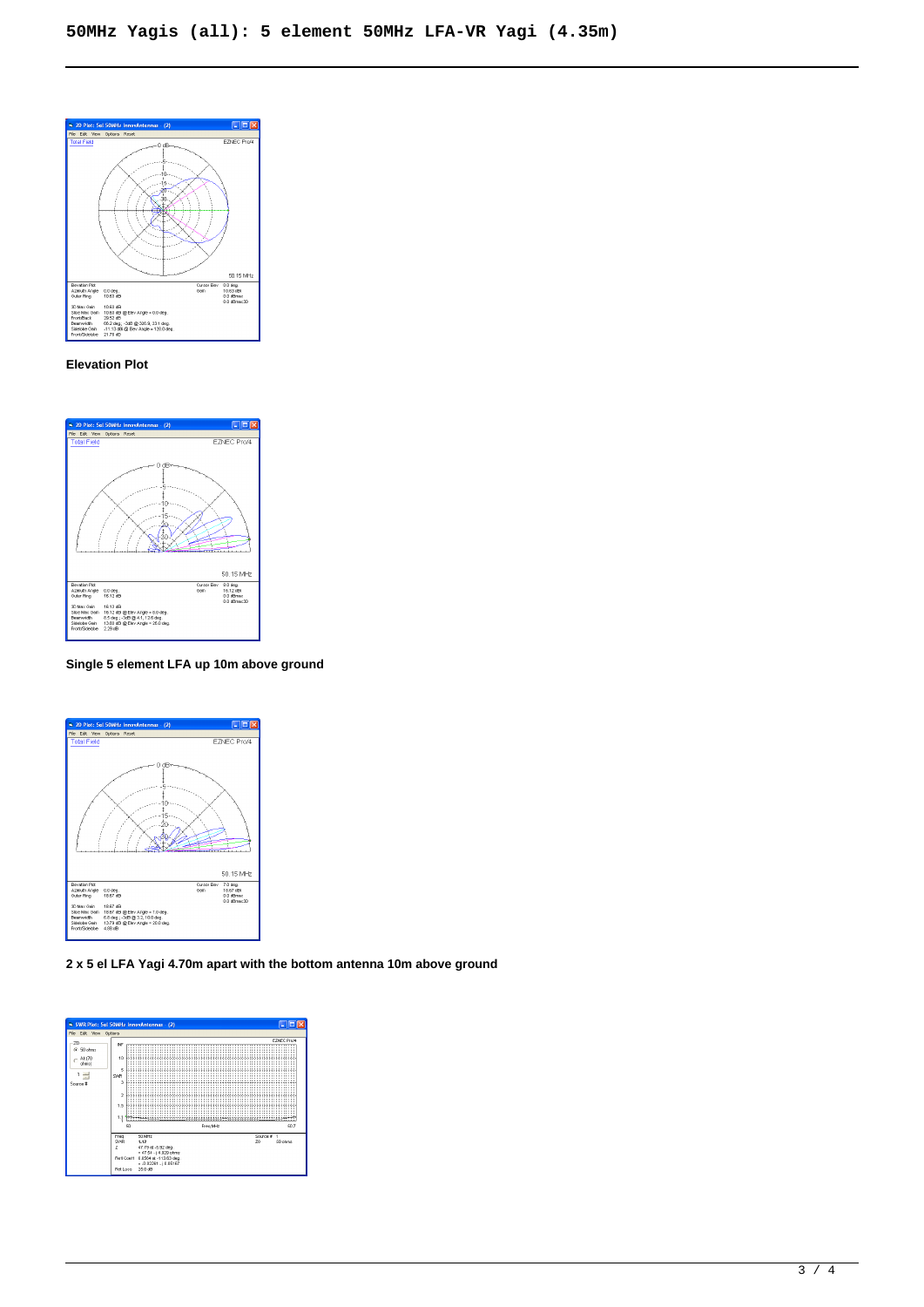**Elevation Plot**

**Single 5 element LFA up 10m above ground**

**2 x 5 el LFA Yagi 4.70m apart with the bottom antenna 10m above ground**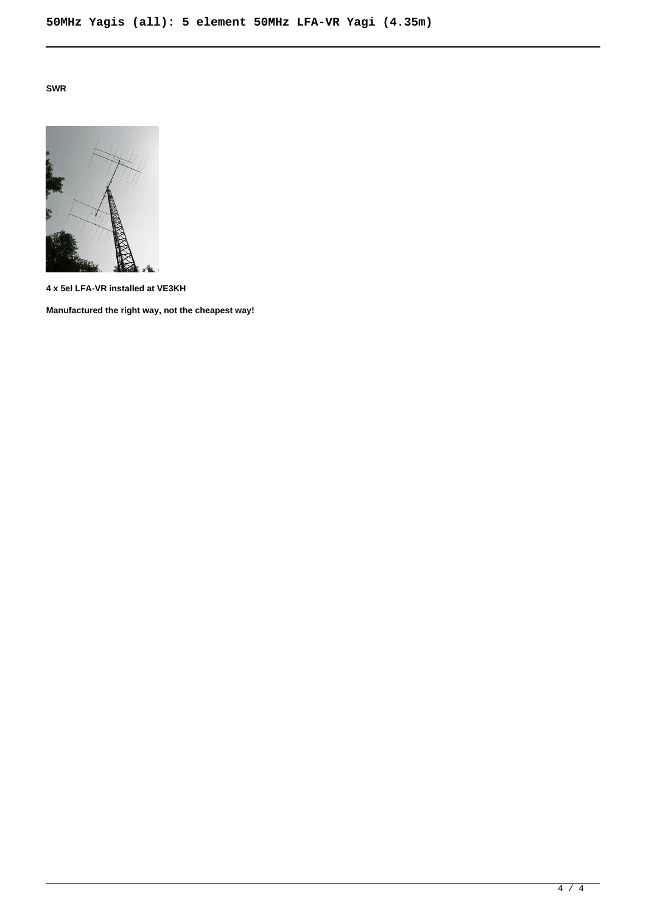**SWR**

**4 x 5el LFA-VR installed at VE3KH**

**Manufactured the right way, not the cheapest way!**